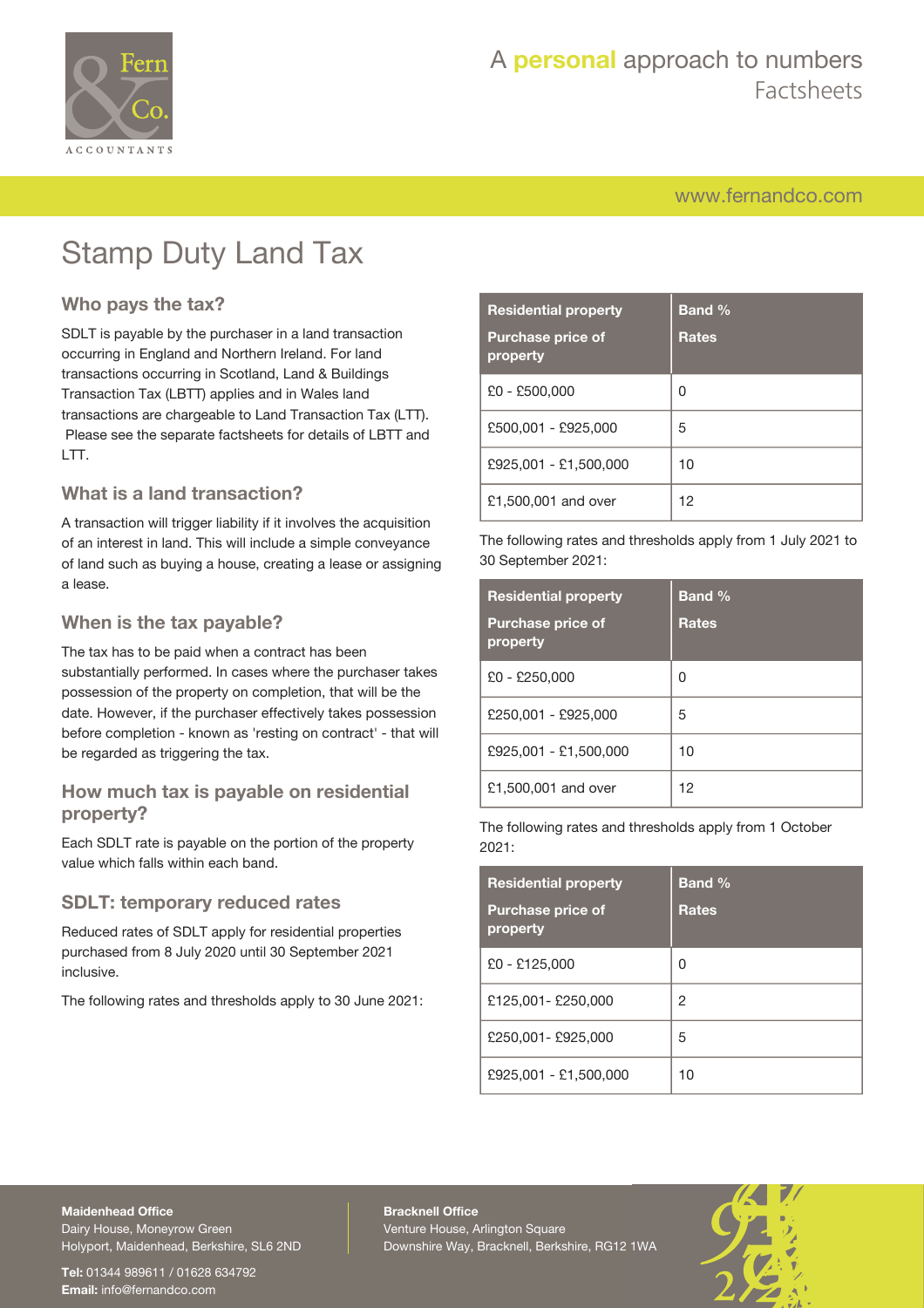# Stamp Duty Land Tax

## Who pays the tax?

SDLT is payable by the purchaser in a land transaction occurring in England and Northern Ireland. For land transactions occurring in Scotland, Land & Buildings Transaction Tax (LBTT) applies and in Wales land transactions are chargeable to Land Transaction Tax (LTT). Please see the separate factsheets for details of LBTT and LTT.

## What is a land transaction?

A transaction will trigger liability if it involves the acquisition of an interest in land. This will include a simple conveyance of land such as buying a house, creating a lease or assigning a lease.

## When is the tax payable?

The tax has to be paid when a contract has been substantially performed. In cases where the purchaser takes possession of the property on completion, that will be the date. However, if the purchaser effectively takes possession before completion - known as 'resting on contract' - that will be regarded as triggering the tax.

## How much tax is payable on residential property?

Each SDLT rate is payable on the portion of the property value which falls within each band.

## SDLT: temporary reduced rates

Reduced rates of SDLT apply for residential properties purchased from 8 July 2020 until 30 September 2021 inclusive.

The following rates and thresholds apply to 30 June 2021:

| Residential property<br>Purchase price of property | Band %<br>Rates |
|---|---|
| £0 - £500,000 | 0 |
| £500,001 - £925,000 | 5 |
| £925,001 - £1,500,000 | 10 |
| £1,500,001 and over | 12 |

The following rates and thresholds apply from 1 July 2021 to 30 September 2021:

| Residential property<br>Purchase price of property | Band %<br>Rates |
|---|---|
| £0 - £250,000 | 0 |
| £250,001 - £925,000 | 5 |
| £925,001 - £1,500,000 | 10 |
| £1,500,001 and over | 12 |

The following rates and thresholds apply from 1 October 2021:

| Residential property<br>Purchase price of property | Band %<br>Rates |
|---|---|
| £0 - £125,000 | 0 |
| £125,001- £250,000 | 2 |
| £250,001- £925,000 | 5 |
| £925,001 - £1,500,000 | 10 |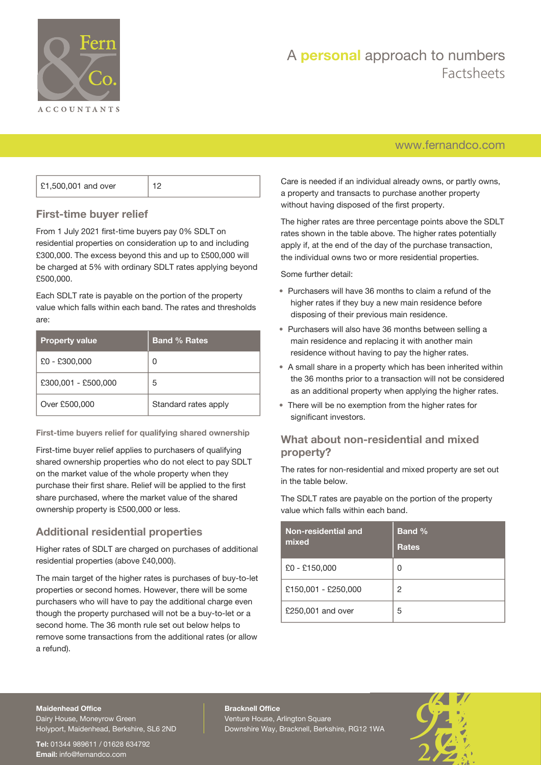| £1,500,001 and over | 12 |
|---|---|

## First-time buyer relief

From 1 July 2021 first-time buyers pay 0% SDLT on residential properties on consideration up to and including £300,000. The excess beyond this and up to £500,000 will be charged at 5% with ordinary SDLT rates applying beyond £500,000.

Each SDLT rate is payable on the portion of the property value which falls within each band. The rates and thresholds are:

| Property value | Band % Rates |
|---|---|
| £0 - £300,000 | 0 |
| £300,001 - £500,000 | 5 |
| Over £500,000 | Standard rates apply |

### First-time buyers relief for qualifying shared ownership

First-time buyer relief applies to purchasers of qualifying shared ownership properties who do not elect to pay SDLT on the market value of the whole property when they purchase their first share. Relief will be applied to the first share purchased, where the market value of the shared ownership property is £500,000 or less.

## Additional residential properties

Higher rates of SDLT are charged on purchases of additional residential properties (above £40,000).

The main target of the higher rates is purchases of buy-to-let properties or second homes. However, there will be some purchasers who will have to pay the additional charge even though the property purchased will not be a buy-to-let or a second home. The 36 month rule set out below helps to remove some transactions from the additional rates (or allow a refund).

Care is needed if an individual already owns, or partly owns, a property and transacts to purchase another property without having disposed of the first property.

The higher rates are three percentage points above the SDLT rates shown in the table above. The higher rates potentially apply if, at the end of the day of the purchase transaction, the individual owns two or more residential properties.

Some further detail:

- Purchasers will have 36 months to claim a refund of the higher rates if they buy a new main residence before disposing of their previous main residence.
- Purchasers will also have 36 months between selling a main residence and replacing it with another main residence without having to pay the higher rates.
- A small share in a property which has been inherited within the 36 months prior to a transaction will not be considered as an additional property when applying the higher rates.
- There will be no exemption from the higher rates for significant investors.

## What about non-residential and mixed property?

The rates for non-residential and mixed property are set out in the table below.

The SDLT rates are payable on the portion of the property value which falls within each band.

| Non-residential and mixed | Band % Rates |
|---|---|
| £0 - £150,000 | 0 |
| £150,001 - £250,000 | 2 |
| £250,001 and over | 5 |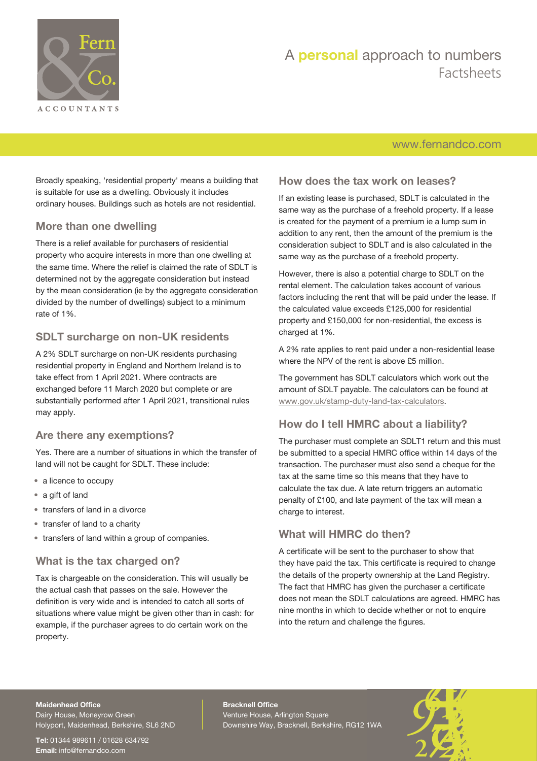Broadly speaking, 'residential property' means a building that is suitable for use as a dwelling. Obviously it includes ordinary houses. Buildings such as hotels are not residential.

## More than one dwelling

There is a relief available for purchasers of residential property who acquire interests in more than one dwelling at the same time. Where the relief is claimed the rate of SDLT is determined not by the aggregate consideration but instead by the mean consideration (ie by the aggregate consideration divided by the number of dwellings) subject to a minimum rate of 1%.

## SDLT surcharge on non-UK residents

A 2% SDLT surcharge on non-UK residents purchasing residential property in England and Northern Ireland is to take effect from 1 April 2021. Where contracts are exchanged before 11 March 2020 but complete or are substantially performed after 1 April 2021, transitional rules may apply.

## Are there any exemptions?

Yes. There are a number of situations in which the transfer of land will not be caught for SDLT. These include:

- a licence to occupy
- a gift of land
- transfers of land in a divorce
- transfer of land to a charity
- transfers of land within a group of companies.

## What is the tax charged on?

Tax is chargeable on the consideration. This will usually be the actual cash that passes on the sale. However the definition is very wide and is intended to catch all sorts of situations where value might be given other than in cash: for example, if the purchaser agrees to do certain work on the property.

## How does the tax work on leases?

If an existing lease is purchased, SDLT is calculated in the same way as the purchase of a freehold property. If a lease is created for the payment of a premium ie a lump sum in addition to any rent, then the amount of the premium is the consideration subject to SDLT and is also calculated in the same way as the purchase of a freehold property.

However, there is also a potential charge to SDLT on the rental element. The calculation takes account of various factors including the rent that will be paid under the lease. If the calculated value exceeds £125,000 for residential property and £150,000 for non-residential, the excess is charged at 1%.

A 2% rate applies to rent paid under a non-residential lease where the NPV of the rent is above £5 million.

The government has SDLT calculators which work out the amount of SDLT payable. The calculators can be found at www.gov.uk/stamp-duty-land-tax-calculators.

## How do I tell HMRC about a liability?

The purchaser must complete an SDLT1 return and this must be submitted to a special HMRC office within 14 days of the transaction. The purchaser must also send a cheque for the tax at the same time so this means that they have to calculate the tax due. A late return triggers an automatic penalty of £100, and late payment of the tax will mean a charge to interest.

## What will HMRC do then?

A certificate will be sent to the purchaser to show that they have paid the tax. This certificate is required to change the details of the property ownership at the Land Registry. The fact that HMRC has given the purchaser a certificate does not mean the SDLT calculations are agreed. HMRC has nine months in which to decide whether or not to enquire into the return and challenge the figures.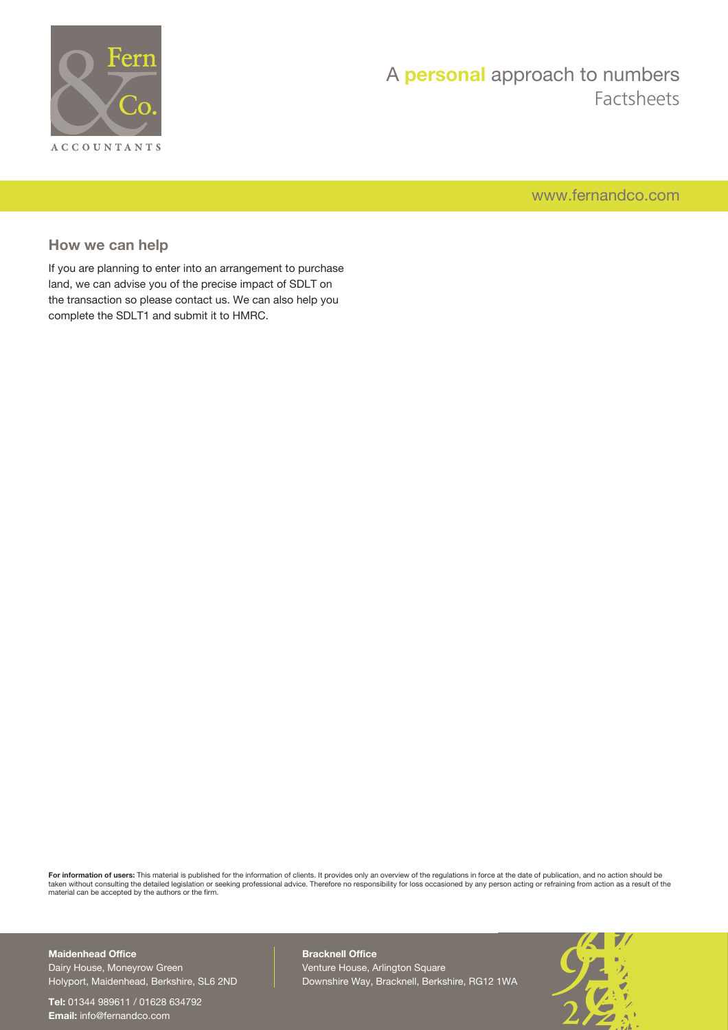## How we can help

If you are planning to enter into an arrangement to purchase land, we can advise you of the precise impact of SDLT on the transaction so please contact us. We can also help you complete the SDLT1 and submit it to HMRC.

**For information of users:** This material is published for the information of clients. It provides only an overview of the regulations in force at the date of publication, and no action should be taken without consulting the detailed legislation or seeking professional advice. Therefore no responsibility for loss occasioned by any person acting or refraining from action as a result of the material can be accepted by the authors or the firm.